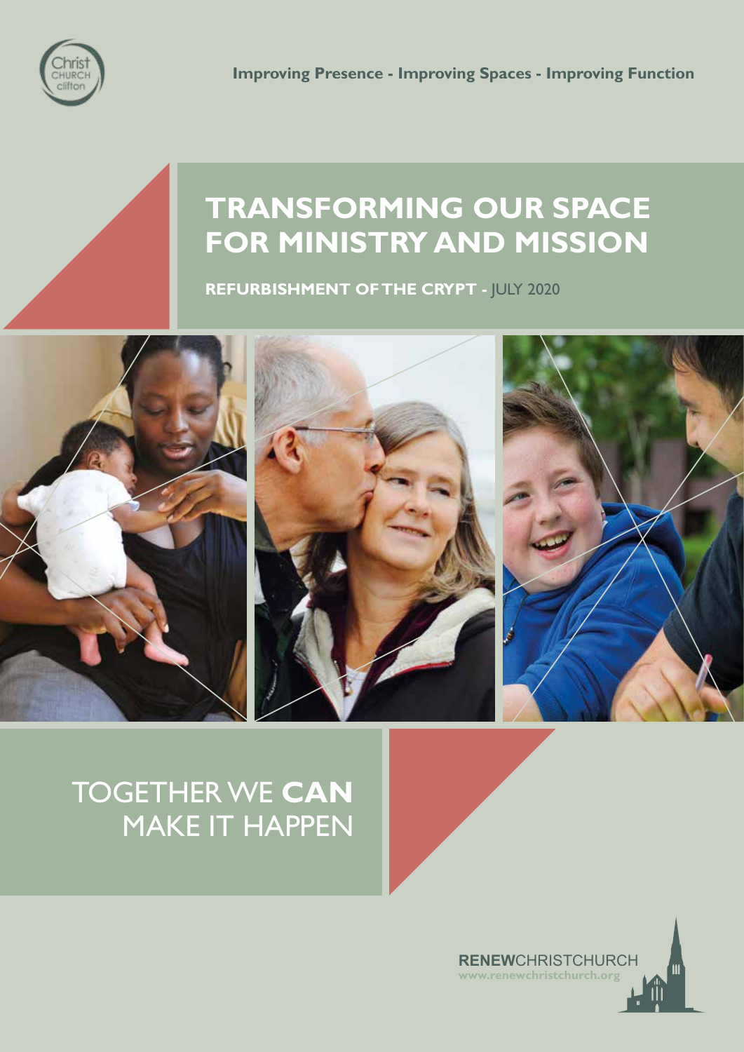Christ CHURCH clifton

**Improving Presence - Improving Spaces - Improving Function**

# TRANSFORMING OUR SPACE FOR MINISTRY AND MISSION

**REFURBISHMENT OF THE CRYPT -** JULY 2020

## TOGETHER WE **CAN** MAKE IT HAPPEN

**RENEW**CHRISTCHURCH
www.renewchristchurch.org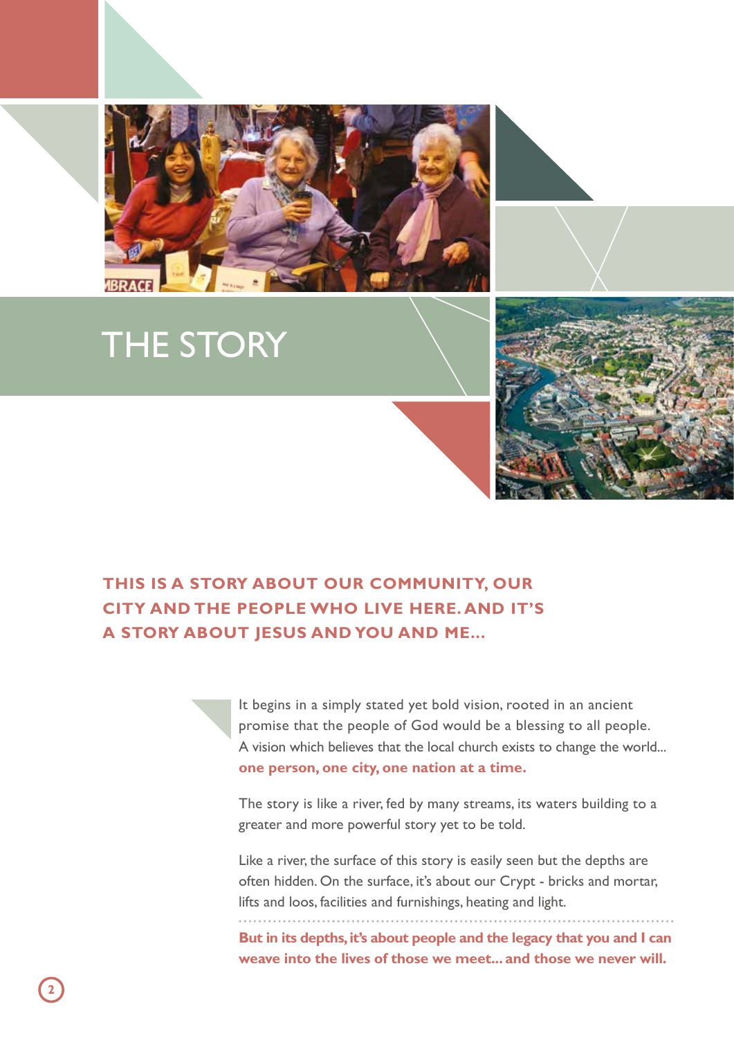# THE STORY

**THIS IS A STORY ABOUT OUR COMMUNITY, OUR CITY AND THE PEOPLE WHO LIVE HERE. AND IT'S A STORY ABOUT JESUS AND YOU AND ME...**

It begins in a simply stated yet bold vision, rooted in an ancient promise that the people of God would be a blessing to all people. A vision which believes that the local church exists to change the world... **one person, one city, one nation at a time.**

The story is like a river, fed by many streams, its waters building to a greater and more powerful story yet to be told.

Like a river, the surface of this story is easily seen but the depths are often hidden. On the surface, it's about our Crypt - bricks and mortar, lifts and loos, facilities and furnishings, heating and light.

**But in its depths, it's about people and the legacy that you and I can weave into the lives of those we meet... and those we never will.**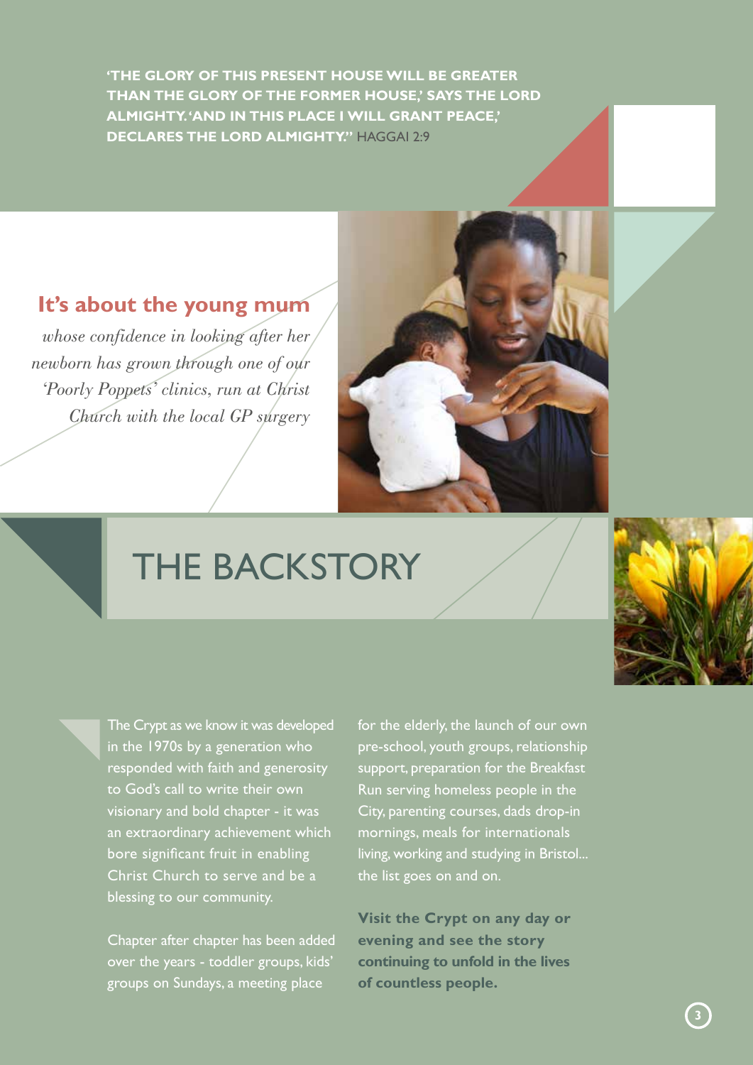**'THE GLORY OF THIS PRESENT HOUSE WILL BE GREATER THAN THE GLORY OF THE FORMER HOUSE,' SAYS THE LORD ALMIGHTY. 'AND IN THIS PLACE I WILL GRANT PEACE,' DECLARES THE LORD ALMIGHTY."** HAGGAI 2:9

## It's about the young mum

*whose confidence in looking after her newborn has grown through one of our 'Poorly Poppets' clinics, run at Christ Church with the local GP surgery*

# THE BACKSTORY

The Crypt as we know it was developed in the 1970s by a generation who responded with faith and generosity to God's call to write their own visionary and bold chapter - it was an extraordinary achievement which bore significant fruit in enabling Christ Church to serve and be a blessing to our community.

Chapter after chapter has been added over the years - toddler groups, kids' groups on Sundays, a meeting place for the elderly, the launch of our own pre-school, youth groups, relationship support, preparation for the Breakfast Run serving homeless people in the City, parenting courses, dads drop-in mornings, meals for internationals living, working and studying in Bristol... the list goes on and on.

**Visit the Crypt on any day or evening and see the story continuing to unfold in the lives of countless people.**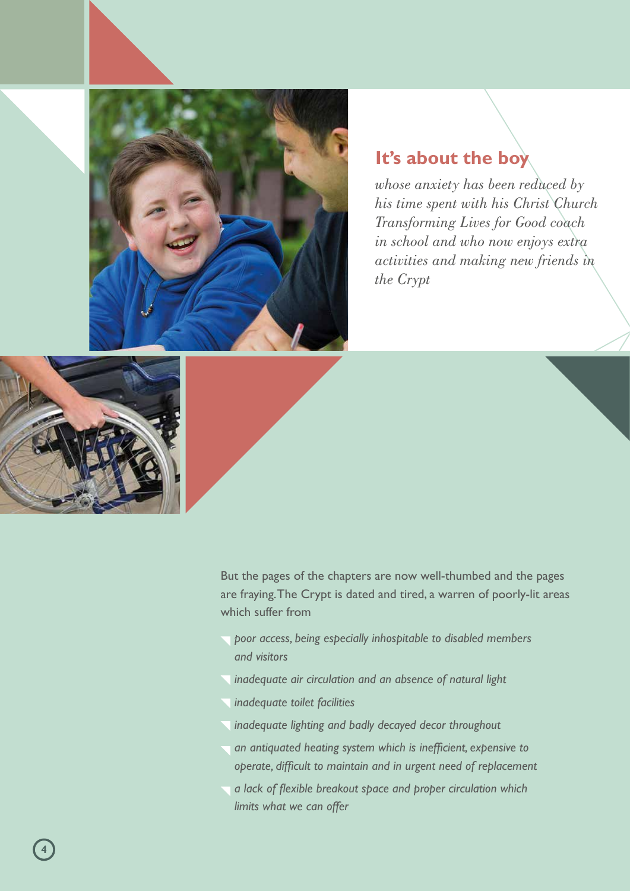## It's about the boy

*whose anxiety has been reduced by his time spent with his Christ Church Transforming Lives for Good coach in school and who now enjoys extra activities and making new friends in the Crypt*

But the pages of the chapters are now well-thumbed and the pages are fraying. The Crypt is dated and tired, a warren of poorly-lit areas which suffer from

- *poor access, being especially inhospitable to disabled members and visitors*
- *inadequate air circulation and an absence of natural light*
- *inadequate toilet facilities*
- *inadequate lighting and badly decayed decor throughout*
- *an antiquated heating system which is inefficient, expensive to operate, difficult to maintain and in urgent need of replacement*
- *a lack of flexible breakout space and proper circulation which limits what we can offer*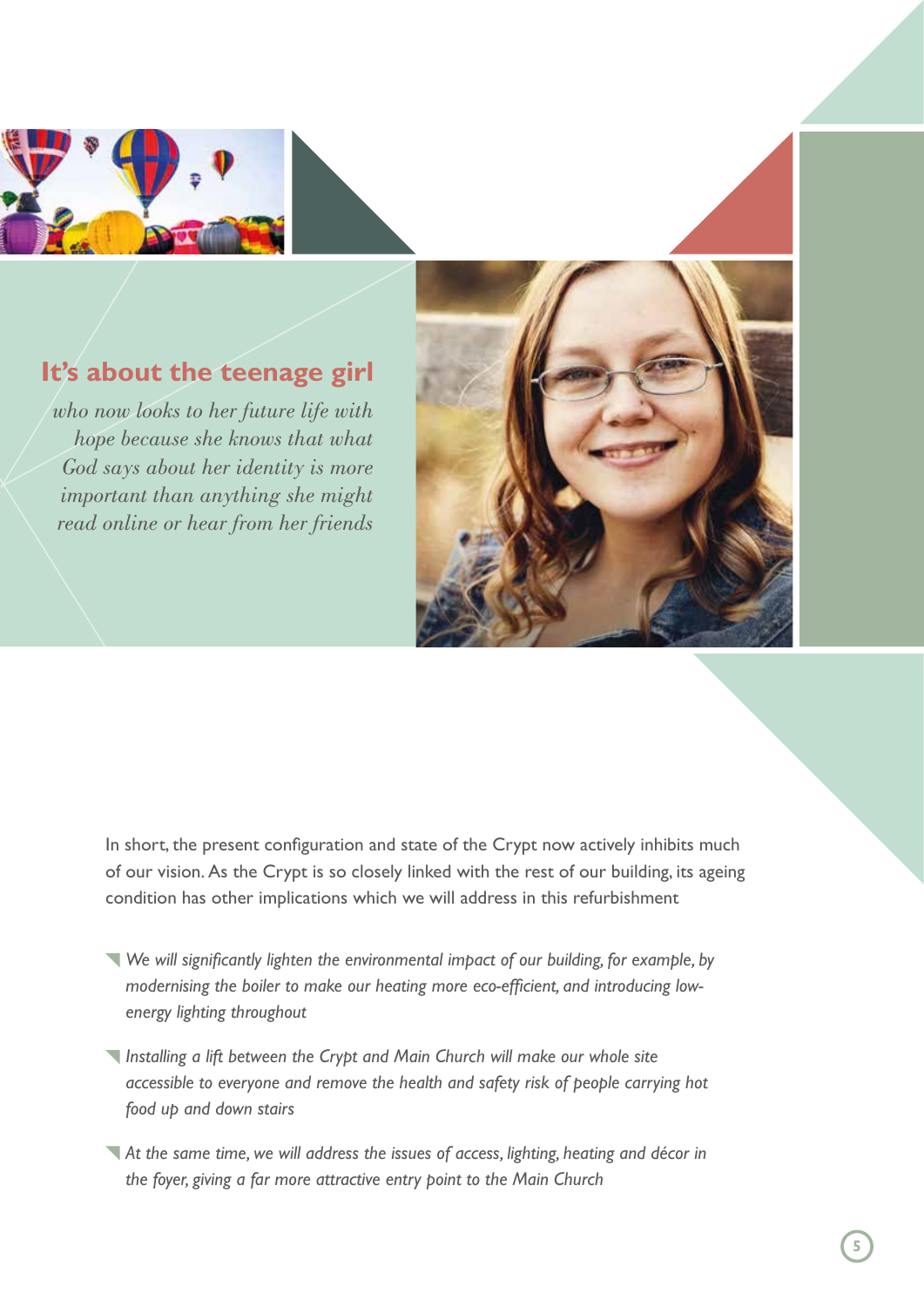## It's about the teenage girl

*who now looks to her future life with hope because she knows that what God says about her identity is more important than anything she might read online or hear from her friends*

In short, the present configuration and state of the Crypt now actively inhibits much of our vision. As the Crypt is so closely linked with the rest of our building, its ageing condition has other implications which we will address in this refurbishment

- *We will significantly lighten the environmental impact of our building, for example, by modernising the boiler to make our heating more eco-efficient, and introducing low-energy lighting throughout*
- *Installing a lift between the Crypt and Main Church will make our whole site accessible to everyone and remove the health and safety risk of people carrying hot food up and down stairs*
- *At the same time, we will address the issues of access, lighting, heating and décor in the foyer, giving a far more attractive entry point to the Main Church*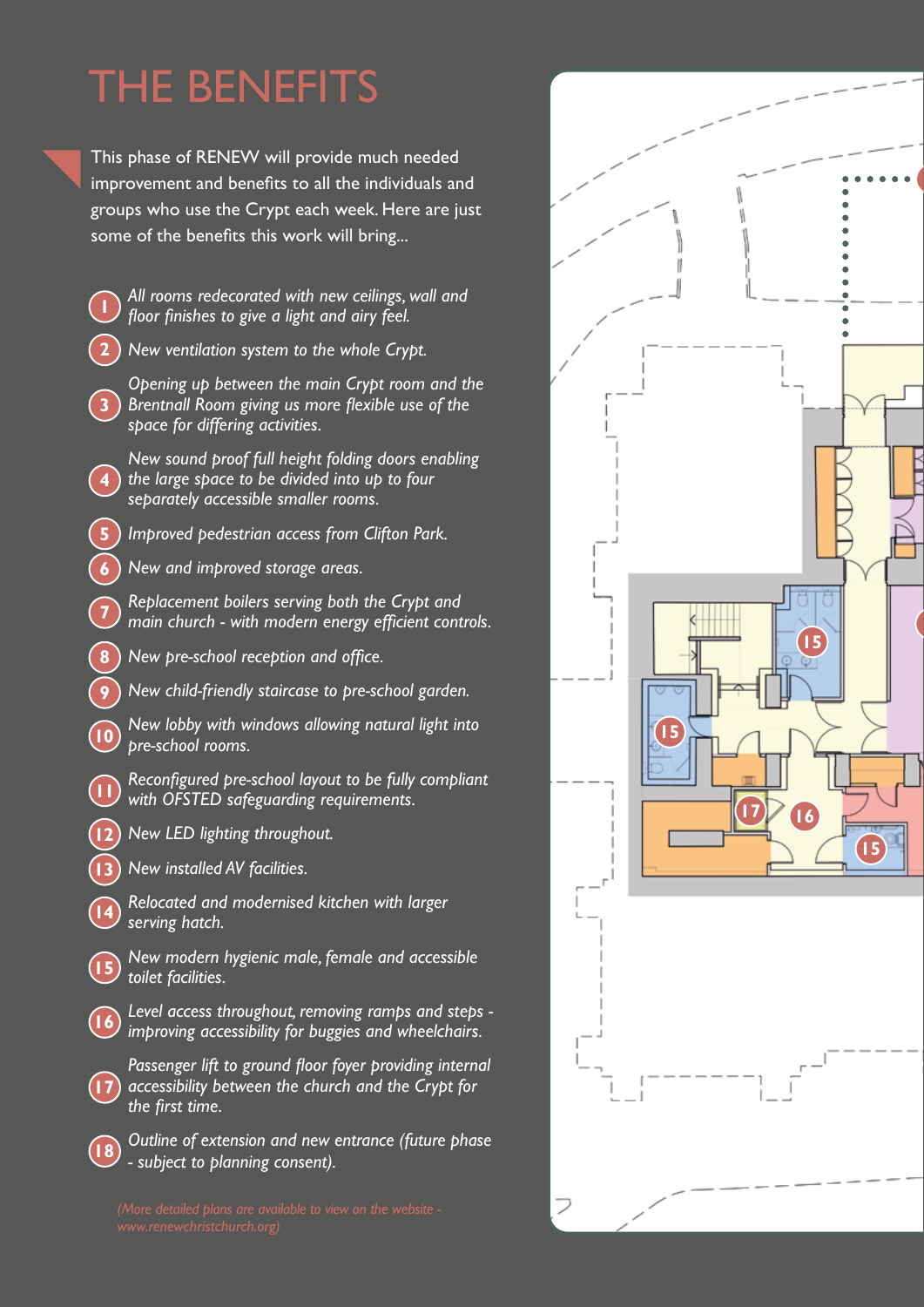# THE BENEFITS

This phase of RENEW will provide much needed improvement and benefits to all the individuals and groups who use the Crypt each week. Here are just some of the benefits this work will bring...

1. *All rooms redecorated with new ceilings, wall and floor finishes to give a light and airy feel.*
2. *New ventilation system to the whole Crypt.*
3. *Opening up between the main Crypt room and the Brentnall Room giving us more flexible use of the space for differing activities.*
4. *New sound proof full height folding doors enabling the large space to be divided into up to four separately accessible smaller rooms.*
5. *Improved pedestrian access from Clifton Park.*
6. *New and improved storage areas.*
7. *Replacement boilers serving both the Crypt and main church - with modern energy efficient controls.*
8. *New pre-school reception and office.*
9. *New child-friendly staircase to pre-school garden.*
10. *New lobby with windows allowing natural light into pre-school rooms.*
11. *Reconfigured pre-school layout to be fully compliant with OFSTED safeguarding requirements.*
12. *New LED lighting throughout.*
13. *New installed AV facilities.*
14. *Relocated and modernised kitchen with larger serving hatch.*
15. *New modern hygienic male, female and accessible toilet facilities.*
16. *Level access throughout, removing ramps and steps - improving accessibility for buggies and wheelchairs.*
17. *Passenger lift to ground floor foyer providing internal accessibility between the church and the Crypt for the first time.*
18. *Outline of extension and new entrance (future phase - subject to planning consent).*

*(More detailed plans are available to view on the website - www.renewchristchurch.org)*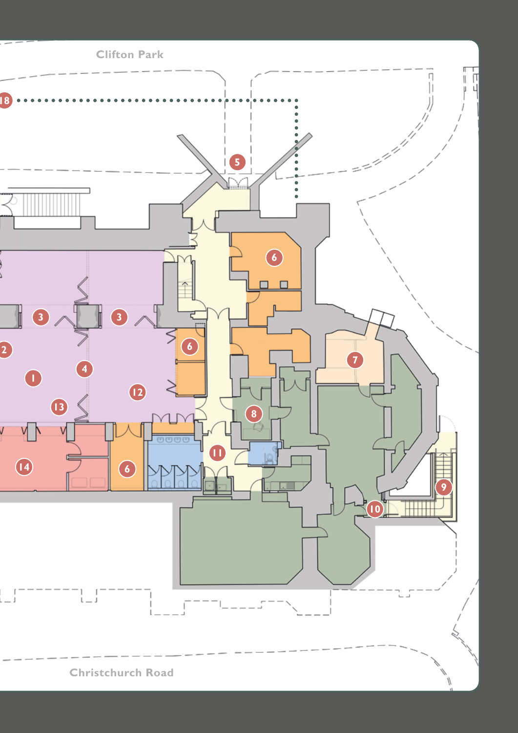Clifton Park

Christchurch Road

18

5

6

3

3

6

2

1

4

12

7

13

8

11

14

6

9

10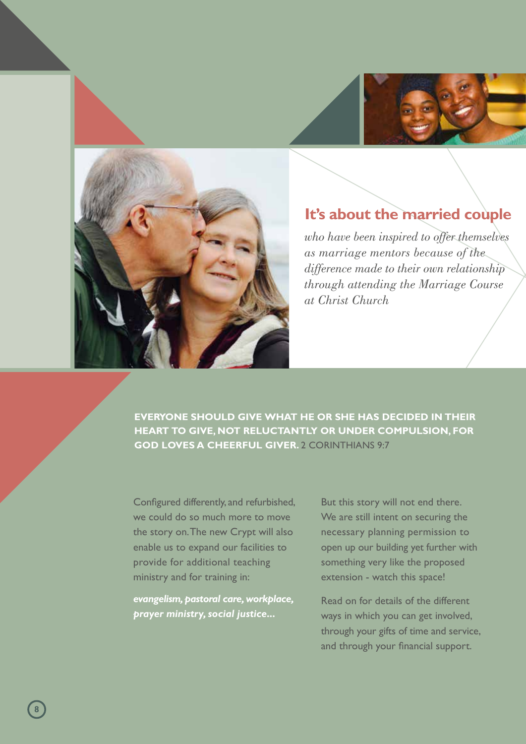## It's about the married couple

*who have been inspired to offer themselves as marriage mentors because of the difference made to their own relationship through attending the Marriage Course at Christ Church*

**EVERYONE SHOULD GIVE WHAT HE OR SHE HAS DECIDED IN THEIR HEART TO GIVE, NOT RELUCTANTLY OR UNDER COMPULSION, FOR GOD LOVES A CHEERFUL GIVER.** 2 CORINTHIANS 9:7

Configured differently, and refurbished, we could do so much more to move the story on. The new Crypt will also enable us to expand our facilities to provide for additional teaching ministry and for training in:

***evangelism, pastoral care, workplace, prayer ministry, social justice...***

But this story will not end there. We are still intent on securing the necessary planning permission to open up our building yet further with something very like the proposed extension - watch this space!

Read on for details of the different ways in which you can get involved, through your gifts of time and service, and through your financial support.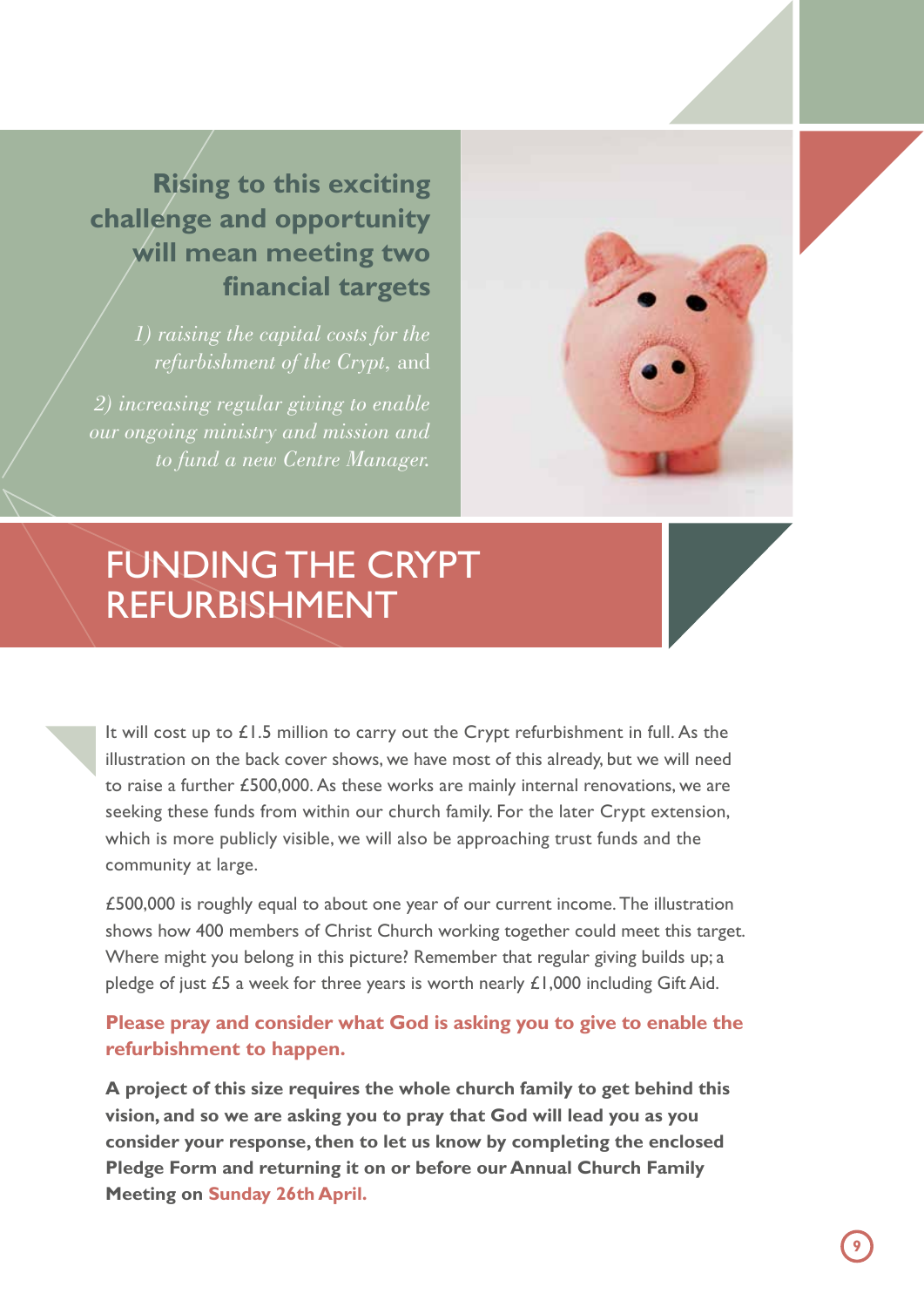**Rising to this exciting challenge and opportunity will mean meeting two financial targets**

*1) raising the capital costs for the refurbishment of the Crypt,* and

*2) increasing regular giving to enable our ongoing ministry and mission and to fund a new Centre Manager.*

# FUNDING THE CRYPT REFURBISHMENT

It will cost up to £1.5 million to carry out the Crypt refurbishment in full. As the illustration on the back cover shows, we have most of this already, but we will need to raise a further £500,000. As these works are mainly internal renovations, we are seeking these funds from within our church family. For the later Crypt extension, which is more publicly visible, we will also be approaching trust funds and the community at large.

£500,000 is roughly equal to about one year of our current income. The illustration shows how 400 members of Christ Church working together could meet this target. Where might you belong in this picture? Remember that regular giving builds up; a pledge of just £5 a week for three years is worth nearly £1,000 including Gift Aid.

**Please pray and consider what God is asking you to give to enable the refurbishment to happen.**

**A project of this size requires the whole church family to get behind this vision, and so we are asking you to pray that God will lead you as you consider your response, then to let us know by completing the enclosed Pledge Form and returning it on or before our Annual Church Family Meeting on Sunday 26th April.**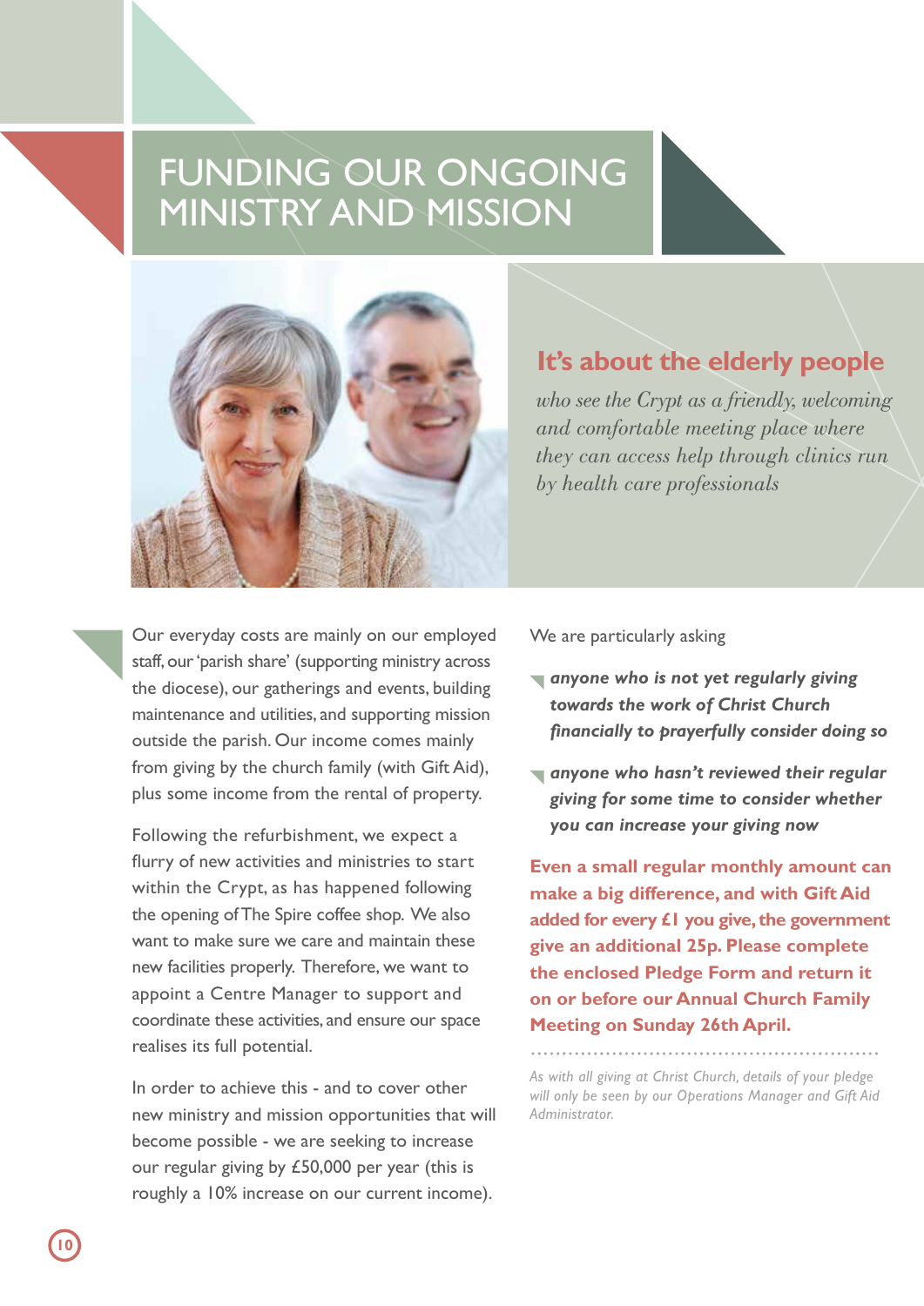# FUNDING OUR ONGOING MINISTRY AND MISSION

## It's about the elderly people

*who see the Crypt as a friendly, welcoming and comfortable meeting place where they can access help through clinics run by health care professionals*

Our everyday costs are mainly on our employed staff, our 'parish share' (supporting ministry across the diocese), our gatherings and events, building maintenance and utilities, and supporting mission outside the parish. Our income comes mainly from giving by the church family (with Gift Aid), plus some income from the rental of property.

Following the refurbishment, we expect a flurry of new activities and ministries to start within the Crypt, as has happened following the opening of The Spire coffee shop. We also want to make sure we care and maintain these new facilities properly. Therefore, we want to appoint a Centre Manager to support and coordinate these activities, and ensure our space realises its full potential.

In order to achieve this - and to cover other new ministry and mission opportunities that will become possible - we are seeking to increase our regular giving by £50,000 per year (this is roughly a 10% increase on our current income).

We are particularly asking

- ***anyone who is not yet regularly giving towards the work of Christ Church financially to prayerfully consider doing so***
- ***anyone who hasn't reviewed their regular giving for some time to consider whether you can increase your giving now***

**Even a small regular monthly amount can make a big difference, and with Gift Aid added for every £1 you give, the government give an additional 25p. Please complete the enclosed Pledge Form and return it on or before our Annual Church Family Meeting on Sunday 26th April.**

*As with all giving at Christ Church, details of your pledge will only be seen by our Operations Manager and Gift Aid Administrator.*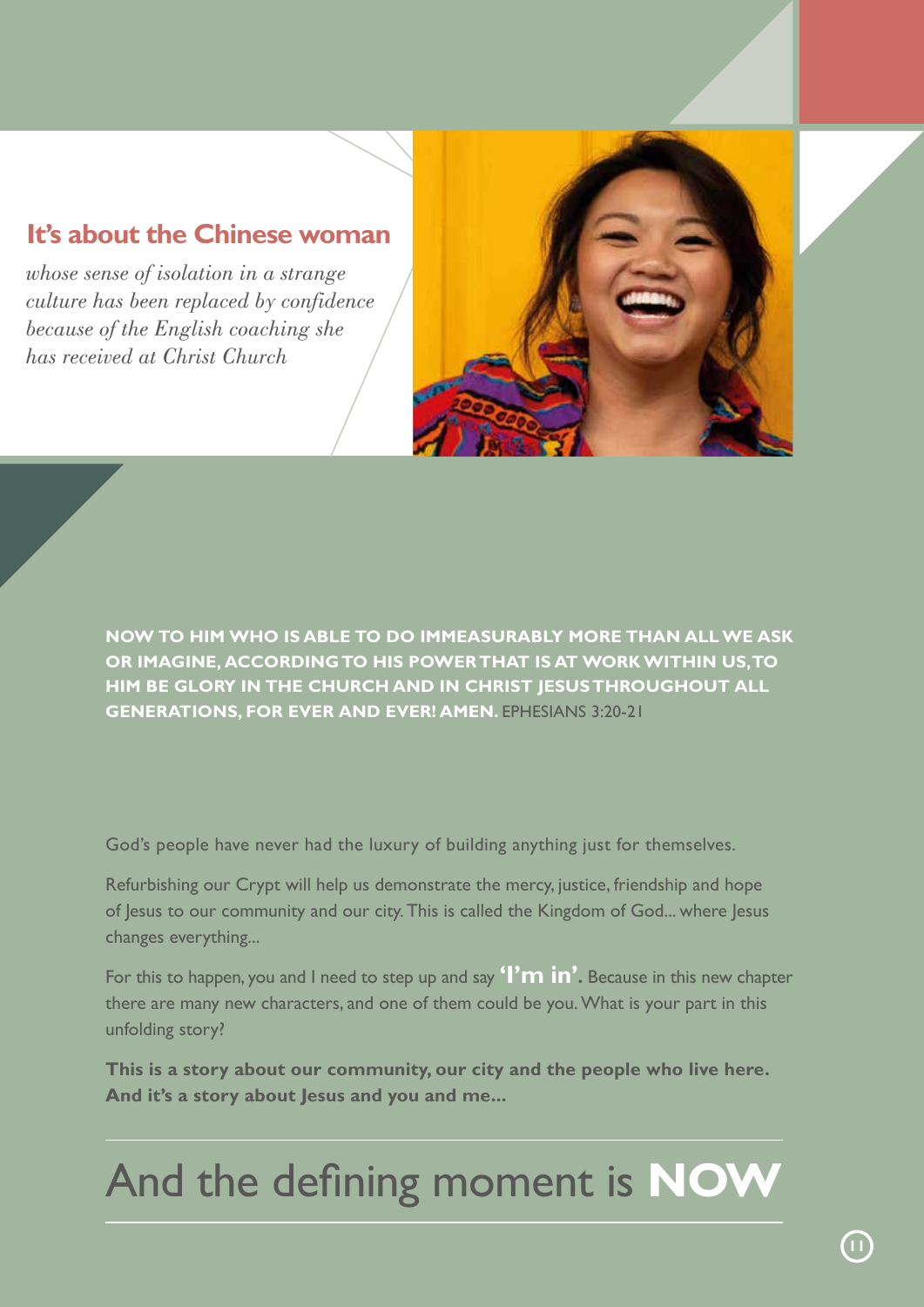## It's about the Chinese woman

*whose sense of isolation in a strange culture has been replaced by confidence because of the English coaching she has received at Christ Church*

**NOW TO HIM WHO IS ABLE TO DO IMMEASURABLY MORE THAN ALL WE ASK OR IMAGINE, ACCORDING TO HIS POWER THAT IS AT WORK WITHIN US, TO HIM BE GLORY IN THE CHURCH AND IN CHRIST JESUS THROUGHOUT ALL GENERATIONS, FOR EVER AND EVER! AMEN.** EPHESIANS 3:20-21

God's people have never had the luxury of building anything just for themselves.

Refurbishing our Crypt will help us demonstrate the mercy, justice, friendship and hope of Jesus to our community and our city. This is called the Kingdom of God... where Jesus changes everything...

For this to happen, you and I need to step up and say **'I'm in'.** Because in this new chapter there are many new characters, and one of them could be you. What is your part in this unfolding story?

**This is a story about our community, our city and the people who live here. And it's a story about Jesus and you and me...**

# And the defining moment is **NOW**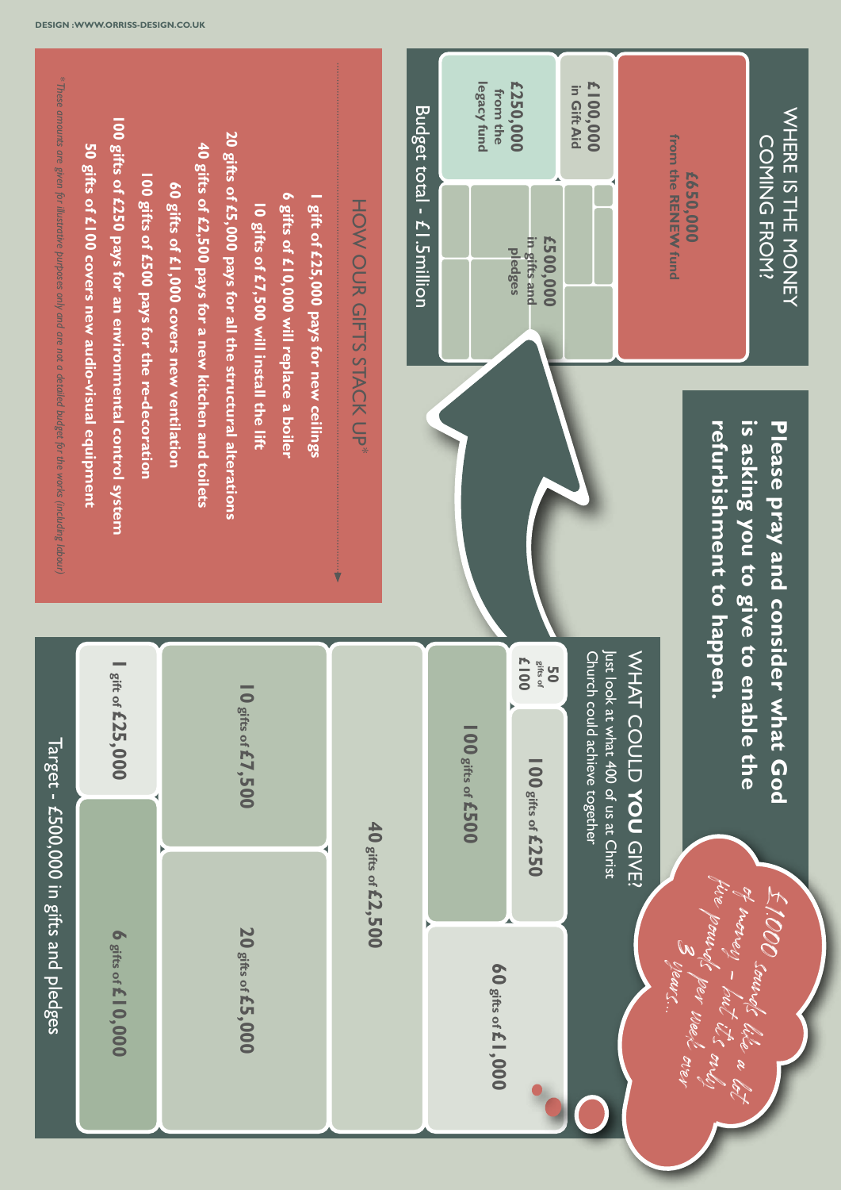DESIGN :WWW.ORRISS-DESIGN.CO.UK

## WHERE IS THE MONEY COMING FROM?

**£650,000** from the **RENEW fund**

**£100,000** in Gift Aid

**£250,000** from the legacy fund

**£500,000** in gifts and pledges

Budget total - £1.5million

**Please pray and consider what God is asking you to give to enable the refurbishment to happen.**

## WHAT COULD YOU GIVE?

Just look at what 400 of us at Christ Church could achieve together

- **50** gifts of **£100**
- **100** gifts of **£250**
- **100** gifts of **£500**
- **60** gifts of **£1,000**
- **40** gifts of **£2,500**
- **10** gifts of **£7,500**
- **20** gifts of **£5,000**
- **1** gift of **£25,000**
- **6** gifts of **£10,000**

Target - £500,000 in gifts and pledges

*£1,000 sounds like a lot of money – but it's only five pounds per week over 3 years...*

## HOW OUR GIFTS STACK UP*

- **1 gift of £25,000 pays for new ceilings**
- **6 gifts of £10,000 will replace a boiler**
- **10 gifts of £7,500 will install the lift**
- **20 gifts of £5,000 pays for all the structural alterations**
- **40 gifts of £2,500 pays for a new kitchen and toilets**
- **60 gifts of £1,000 covers new ventilation**
- **100 gifts of £500 pays for the re-decoration**
- **100 gifts of £250 pays for an environmental control system**
- **50 gifts of £100 covers new audio-visual equipment**

*These amounts are given for illustrative purposes only and are not a detailed budget for the works (including labour)